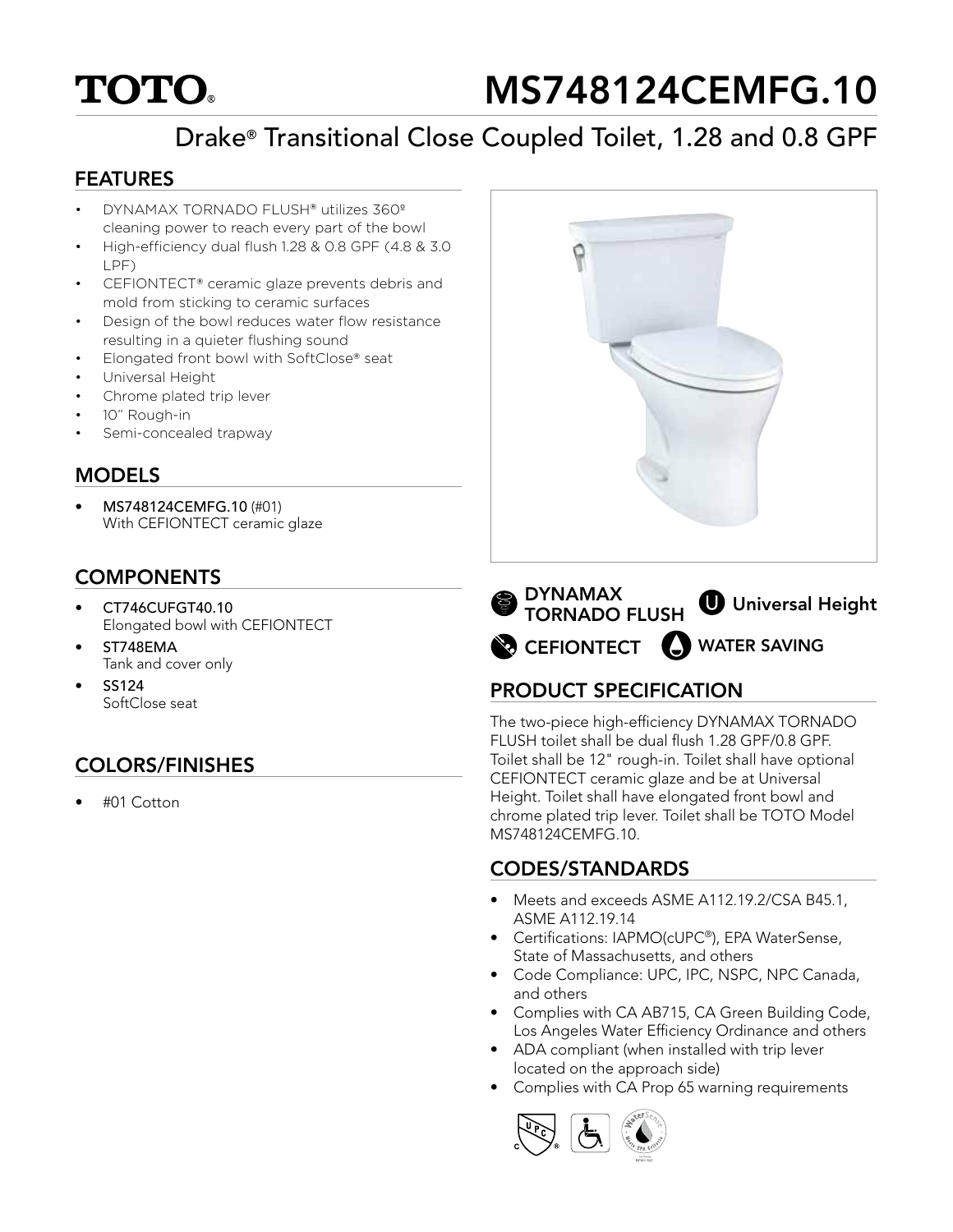# TOTO

# MS748124CEMFG.10

## Drake® Transitional Close Coupled Toilet, 1.28 and 0.8 GPF

## FEATURES

- DYNAMAX TORNADO FLUSH® utilizes 360º cleaning power to reach every part of the bowl
- High-efficiency dual flush 1.28 & 0.8 GPF (4.8 & 3.0 LPF)
- CEFIONTECT® ceramic glaze prevents debris and mold from sticking to ceramic surfaces
- Design of the bowl reduces water flow resistance resulting in a quieter flushing sound
- Elongated front bowl with SoftClose® seat
- Universal Height
- Chrome plated trip lever
- 10" Rough-in
- Semi-concealed trapway

## MODELS

- **MS748124CEMFG.10** (#01)
  With CEFIONTECT ceramic glaze

## COMPONENTS

- **CT746CUFGT40.10**
  Elongated bowl with CEFIONTECT
- **ST748EMA**
  Tank and cover only
- **SS124**
  SoftClose seat

## COLORS/FINISHES

- #01 Cotton

DYNAMAX TORNADO FLUSH | Universal Height | CEFIONTECT | WATER SAVING

## PRODUCT SPECIFICATION

The two-piece high-efficiency DYNAMAX TORNADO FLUSH toilet shall be dual flush 1.28 GPF/0.8 GPF. Toilet shall be 12" rough-in. Toilet shall have optional CEFIONTECT ceramic glaze and be at Universal Height. Toilet shall have elongated front bowl and chrome plated trip lever. Toilet shall be TOTO Model MS748124CEMFG.10.

## CODES/STANDARDS

- Meets and exceeds ASME A112.19.2/CSA B45.1, ASME A112.19.14
- Certifications: IAPMO(cUPC®), EPA WaterSense, State of Massachusetts, and others
- Code Compliance: UPC, IPC, NSPC, NPC Canada, and others
- Complies with CA AB715, CA Green Building Code, Los Angeles Water Efficiency Ordinance and others
- ADA compliant (when installed with trip lever located on the approach side)
- Complies with CA Prop 65 warning requirements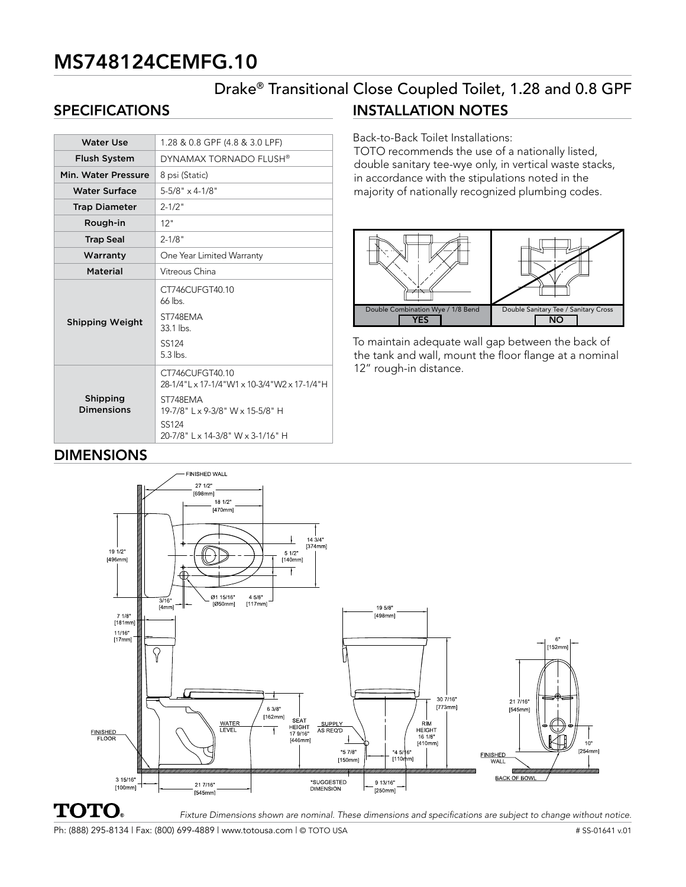# MS748124CEMFG.10

## Drake® Transitional Close Coupled Toilet, 1.28 and 0.8 GPF

## SPECIFICATIONS

| | |
|---|---|
| Water Use | 1.28 & 0.8 GPF (4.8 & 3.0 LPF) |
| Flush System | DYNAMAX TORNADO FLUSH® |
| Min. Water Pressure | 8 psi (Static) |
| Water Surface | 5-5/8" x 4-1/8" |
| Trap Diameter | 2-1/2" |
| Rough-in | 12" |
| Trap Seal | 2-1/8" |
| Warranty | One Year Limited Warranty |
| Material | Vitreous China |
| Shipping Weight | CT746CUFGT40.10 66 lbs. ST748EMA 33.1 lbs. SS124 5.3 lbs. |
| Shipping Dimensions | CT746CUFGT40.10 28-1/4"L x 17-1/4"W1 x 10-3/4"W2 x 17-1/4"H ST748EMA 19-7/8" L x 9-3/8" W x 15-5/8" H SS124 20-7/8" L x 14-3/8" W x 3-1/16" H |

## INSTALLATION NOTES

Back-to-Back Toilet Installations:
TOTO recommends the use of a nationally listed, double sanitary tee-wye only, in vertical waste stacks, in accordance with the stipulations noted in the majority of nationally recognized plumbing codes.

Double Combination Wye / 1/8 Bend
YES

Double Sanitary Tee / Sanitary Cross
NO

To maintain adequate wall gap between the back of the tank and wall, mount the floor flange at a nominal 12" rough-in distance.

## DIMENSIONS

FINISHED WALL
27 1/2" [698mm]
18 1/2" [470mm]
14 3/4" [374mm]
19 1/2" [496mm]
5 1/2" [140mm]
3/16" [4mm]
Ø1 15/16" [Ø50mm]
4 5/8" [117mm]
7 1/8" [181mm]
11/16" [17mm]
19 5/8" [498mm]
6" [152mm]
30 7/16" [773mm]
21 7/16" [545mm]
6 3/8" [162mm]
WATER LEVEL
SEAT HEIGHT 17 9/16" [446mm]
SUPPLY AS REQ'D
RIM HEIGHT 16 1/8" [410mm]
FINISHED FLOOR
*5 7/8" [150mm]
*4 5/16" [110mm]
10" [254mm]
FINISHED WALL
BACK OF BOWL
3 15/16" [100mm]
21 7/16" [545mm]
*SUGGESTED DIMENSION
9 13/16" [250mm]

*Fixture Dimensions shown are nominal. These dimensions and specifications are subject to change without notice.*

Ph: (888) 295-8134 | Fax: (800) 699-4889 | www.totousa.com | © TOTO USA

# SS-01641 v.01